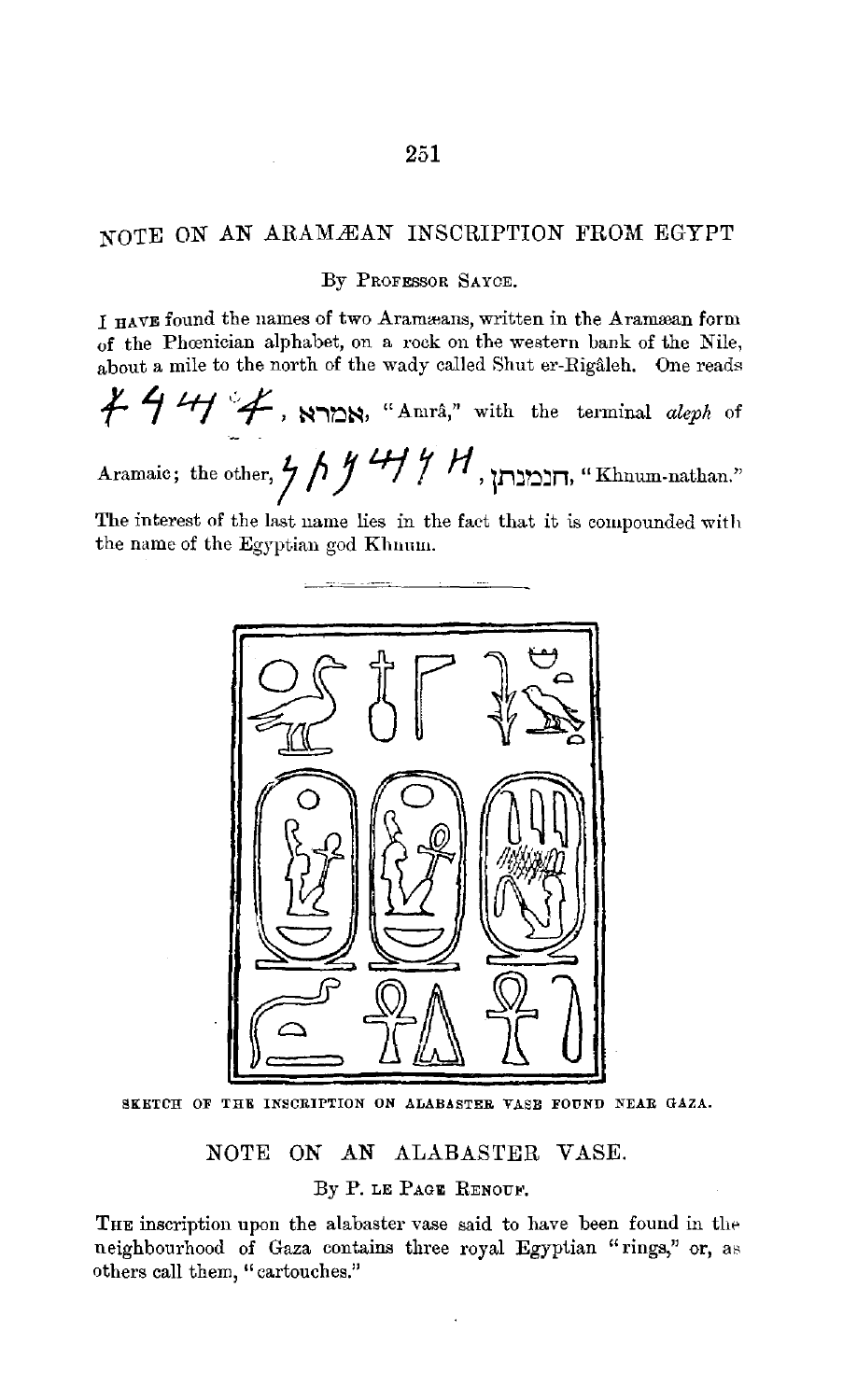## NOTE ON AN ARAMÆAN INSCRIPTION FROM EGYPT

By Professor Sayce.

I have found the names of two Aramæans, written in the Aramæan form of the Phœnician alphabet, on a rock on the western bank of the Nile, about a mile to the north of the wady called Shut er-Rigâleh. One reads [Aramaic script], אמרא, "Amrâ," with the terminal *aleph* of Aramaic; the other, [Aramaic script], חנמנתן, "Khnum-nathan."

The interest of the last name lies in the fact that it is compounded with the name of the Egyptian god Khnum.

---

SKETCH OF THE INSCRIPTION ON ALABASTER VASE FOUND NEAR GAZA.

## NOTE ON AN ALABASTER VASE.

By P. le Page Renouf.

The inscription upon the alabaster vase said to have been found in the neighbourhood of Gaza contains three royal Egyptian "rings," or, as others call them, "cartouches."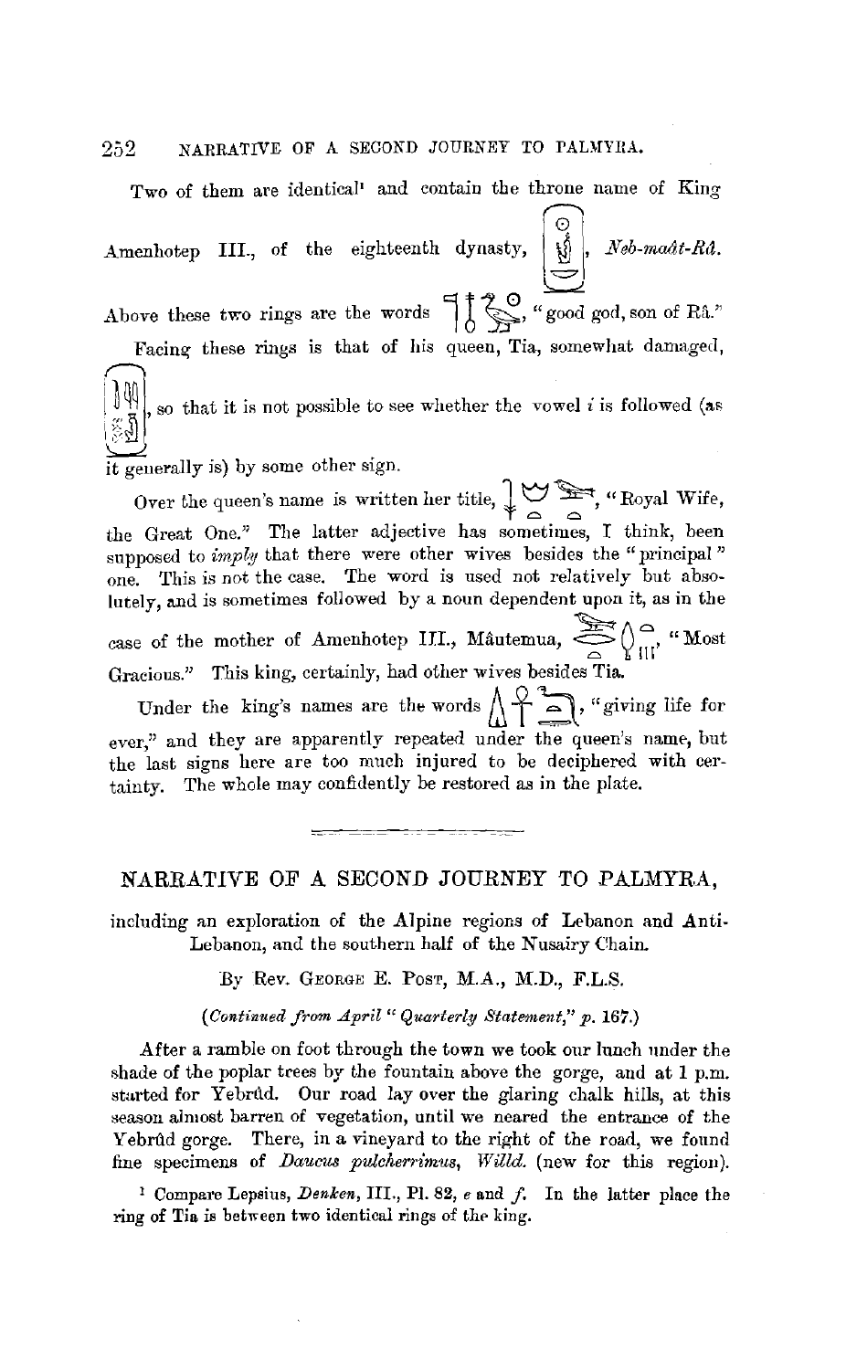Two of them are identical[1] and contain the throne name of King Amenhotep III., of the eighteenth dynasty, [cartouche], *Neb-maât-Râ*.

Above these two rings are the words [hieroglyphs], "good god, son of Râ."

Facing these rings is that of his queen, Tia, somewhat damaged, [cartouche], so that it is not possible to see whether the vowel *i* is followed (as it generally is) by some other sign.

Over the queen's name is written her title, [hieroglyphs], "Royal Wife, the Great One." The latter adjective has sometimes, I think, been supposed to *imply* that there were other wives besides the "principal" one. This is not the case. The word is used not relatively but absolutely, and is sometimes followed by a noun dependent upon it, as in the case of the mother of Amenhotep III., Mâutemua, [hieroglyphs], "Most Gracious." This king, certainly, had other wives besides Tia.

Under the king's names are the words [hieroglyphs], "giving life for ever," and they are apparently repeated under the queen's name, but the last signs here are too much injured to be deciphered with certainty. The whole may confidently be restored as in the plate.

---

## NARRATIVE OF A SECOND JOURNEY TO PALMYRA,

including an exploration of the Alpine regions of Lebanon and Anti-Lebanon, and the southern half of the Nusairy Chain.

By Rev. George E. Post, M.A., M.D., F.L.S.

*(Continued from April "Quarterly Statement," p. 167.)*

After a ramble on foot through the town we took our lunch under the shade of the poplar trees by the fountain above the gorge, and at 1 p.m. started for Yebrûd. Our road lay over the glaring chalk hills, at this season almost barren of vegetation, until we neared the entrance of the Yebrûd gorge. There, in a vineyard to the right of the road, we found fine specimens of *Daucus pulcherrimus*, *Willd.* (new for this region).

[1] Compare Lepsius, *Denken*, III., Pl. 82, *e* and *f*. In the latter place the ring of Tia is between two identical rings of the king.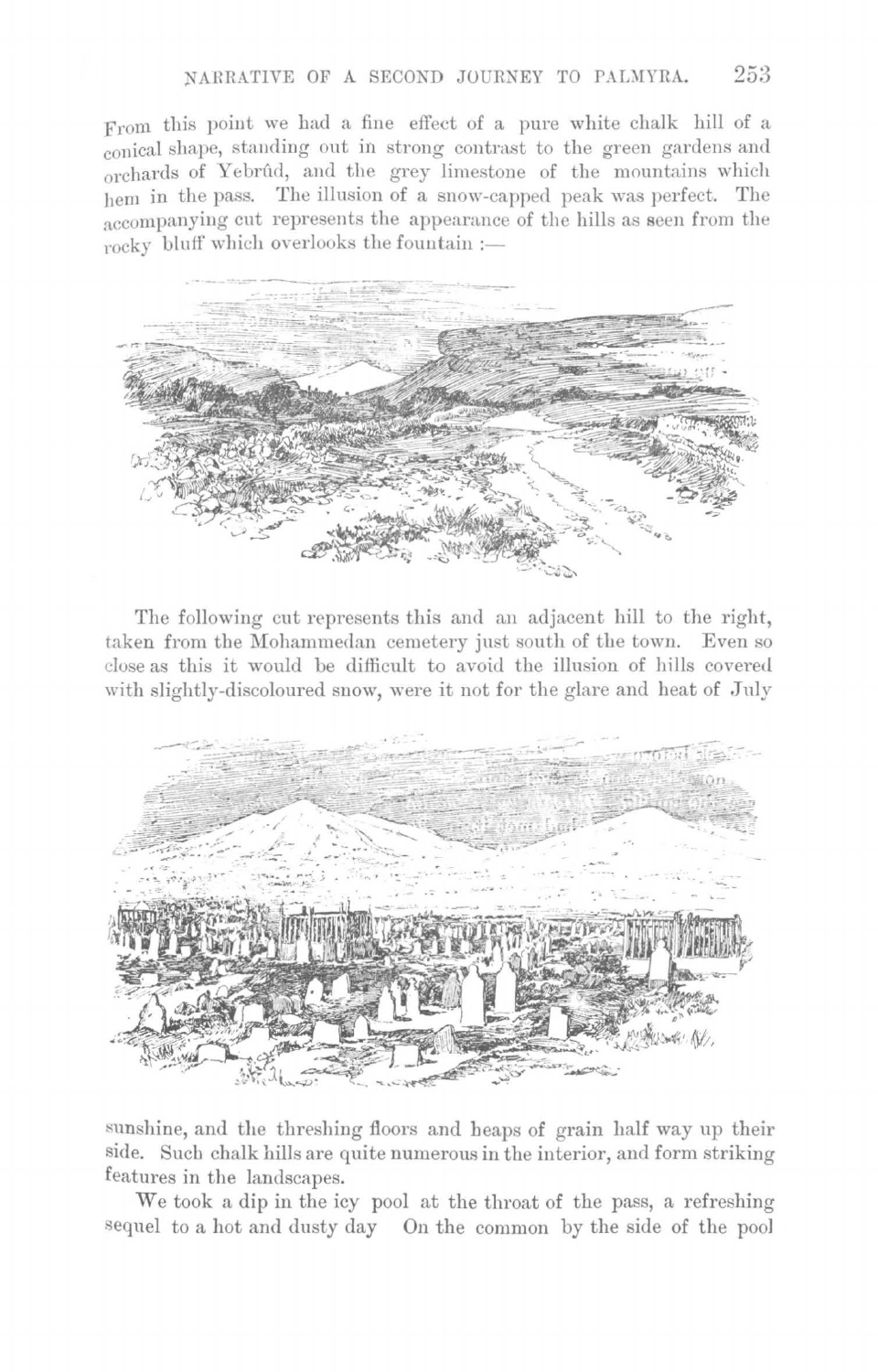From this point we had a fine effect of a pure white chalk hill of a conical shape, standing out in strong contrast to the green gardens and orchards of Yebrûd, and the grey limestone of the mountains which hem in the pass. The illusion of a snow-capped peak was perfect. The accompanying cut represents the appearance of the hills as seen from the rocky bluff which overlooks the fountain :—

The following cut represents this and an adjacent hill to the right, taken from the Mohammedan cemetery just south of the town. Even so close as this it would be difficult to avoid the illusion of hills covered with slightly-discoloured snow, were it not for the glare and heat of July sunshine, and the threshing floors and heaps of grain half way up their side. Such chalk hills are quite numerous in the interior, and form striking features in the landscapes.

We took a dip in the icy pool at the throat of the pass, a refreshing sequel to a hot and dusty day On the common by the side of the pool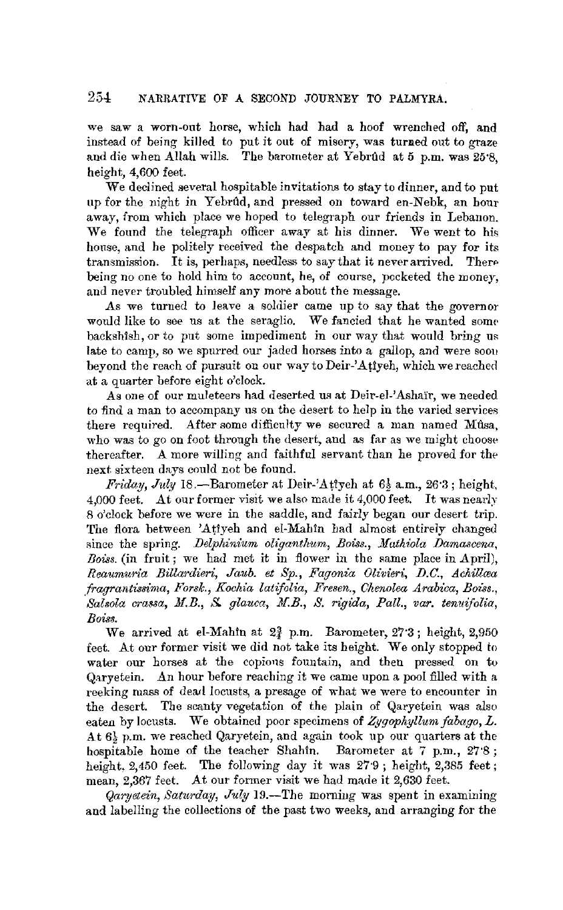we saw a worn-out horse, which had had a hoof wrenched off, and instead of being killed to put it out of misery, was turned out to graze and die when Allah wills. The barometer at Yebrûd at 5 p.m. was 25·8, height, 4,600 feet.

We declined several hospitable invitations to stay to dinner, and to put up for the night in Yebrûd, and pressed on toward en-Nebk, an hour away, from which place we hoped to telegraph our friends in Lebanon. We found the telegraph officer away at his dinner. We went to his house, and he politely received the despatch and money to pay for its transmission. It is, perhaps, needless to say that it never arrived. There being no one to hold him to account, he, of course, pocketed the money, and never troubled himself any more about the message.

As we turned to leave a soldier came up to say that the governor would like to see us at the seraglio. We fancied that he wanted some backshish, or to put some impediment in our way that would bring us late to camp, so we spurred our jaded horses into a gallop, and were soon beyond the reach of pursuit on our way to Deir-'Aṭîyeh, which we reached at a quarter before eight o'clock.

As one of our muleteers had deserted us at Deir-el-'Ashaïr, we needed to find a man to accompany us on the desert to help in the varied services there required. After some difficulty we secured a man named Mûsa, who was to go on foot through the desert, and as far as we might choose thereafter. A more willing and faithful servant than he proved for the next sixteen days could not be found.

*Friday, July* 18.—Barometer at Deir-'Aṭîyeh at 6½ a.m., 26·3; height, 4,000 feet. At our former visit we also made it 4,000 feet. It was nearly 8 o'clock before we were in the saddle, and fairly began our desert trip. The flora between 'Aṭîyeh and el-Mahîn had almost entirely changed since the spring. *Delphinium oliganthum, Boiss., Mathiola Damascena, Boiss.* (in fruit; we had met it in flower in the same place in April), *Reaumuria Billardieri, Jaub. et Sp., Fagonia Olivieri, D.C., Achillæa fragrantissima, Forsk., Kochia latifolia, Fresen., Chenolea Arabica, Boiss., Salsola crassa, M.B., S. glauca, M.B., S. rigida, Pall., var. tenuifolia, Boiss.*

We arrived at el-Mahîn at 2¾ p.m. Barometer, 27·3; height, 2,950 feet. At our former visit we did not take its height. We only stopped to water our horses at the copious fountain, and then pressed on to Qaryetein. An hour before reaching it we came upon a pool filled with a reeking mass of dead locusts, a presage of what we were to encounter in the desert. The scanty vegetation of the plain of Qaryetein was also eaten by locusts. We obtained poor specimens of *Zygophyllum fabago, L.* At 6½ p.m. we reached Qaryetein, and again took up our quarters at the hospitable home of the teacher Shahîn. Barometer at 7 p.m., 27·8; height, 2,450 feet. The following day it was 27·9; height, 2,385 feet; mean, 2,367 feet. At our former visit we had made it 2,630 feet.

*Qaryetein, Saturday, July* 19.—The morning was spent in examining and labelling the collections of the past two weeks, and arranging for the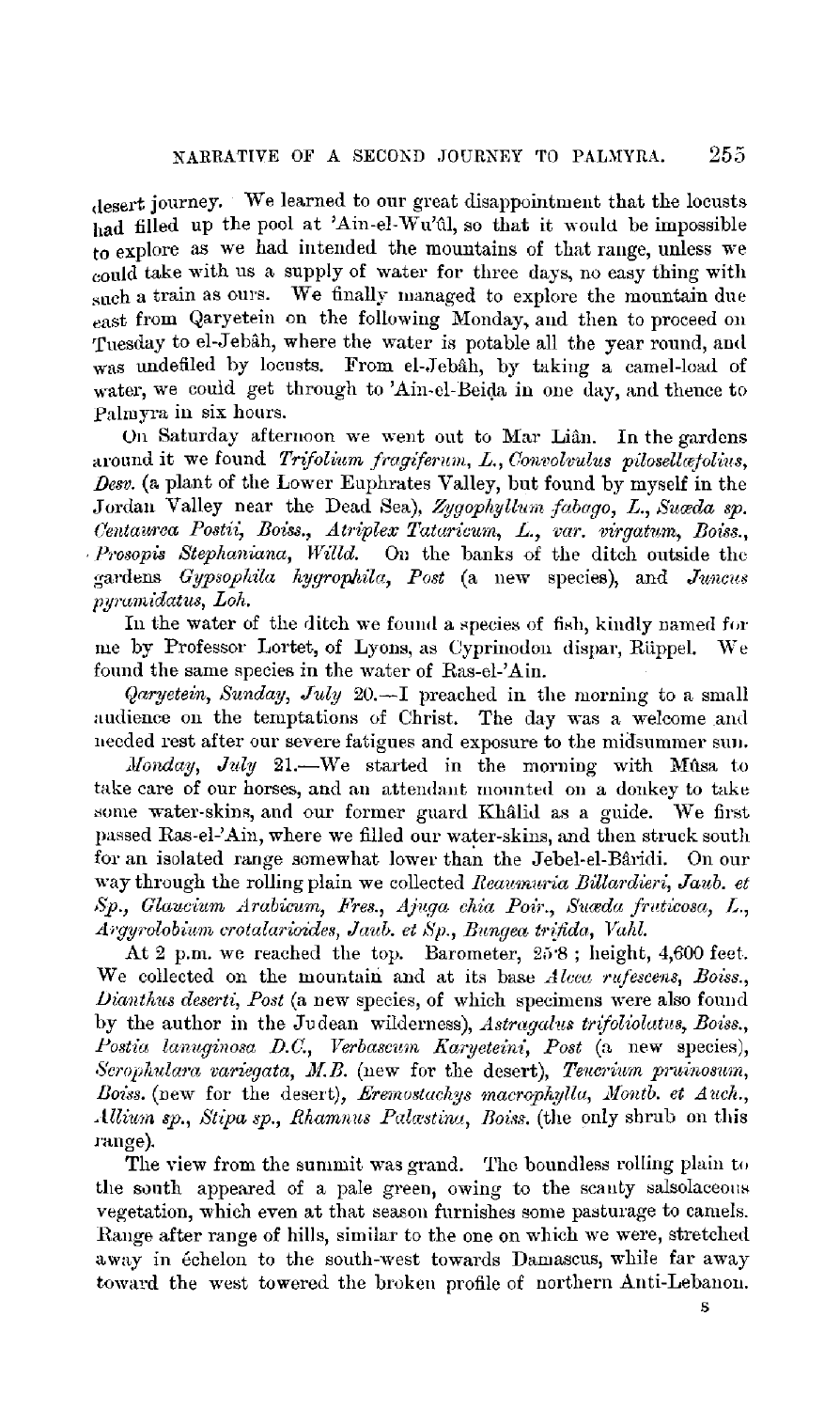desert journey. We learned to our great disappointment that the locusts had filled up the pool at 'Ain-el-Wu'ûl, so that it would be impossible to explore as we had intended the mountains of that range, unless we could take with us a supply of water for three days, no easy thing with such a train as ours. We finally managed to explore the mountain due east from Qaryetein on the following Monday, and then to proceed on Tuesday to el-Jebâh, where the water is potable all the year round, and was undefiled by locusts. From el-Jebâh, by taking a camel-load of water, we could get through to 'Ain-el-Beiḍa in one day, and thence to Palmyra in six hours.

On Saturday afternoon we went out to Mar Liân. In the gardens around it we found *Trifolium fragiferum, L., Convolvulus pilosellæfolius, Desv.* (a plant of the Lower Euphrates Valley, but found by myself in the Jordan Valley near the Dead Sea), *Zygophyllum fabago, L., Suæda sp. Centaurea Postii, Boiss., Atriplex Tataricum, L., var. virgatum, Boiss., Prosopis Stephaniana, Willd.* On the banks of the ditch outside the gardens *Gypsophila hygrophila, Post* (a new species), and *Juncus pyramidatus, Loh.*

In the water of the ditch we found a species of fish, kindly named for me by Professor Lortet, of Lyons, as Cyprinodon dispar, Rüppel. We found the same species in the water of Ras-el-'Ain.

*Qaryetein, Sunday, July* 20.—I preached in the morning to a small audience on the temptations of Christ. The day was a welcome and needed rest after our severe fatigues and exposure to the midsummer sun.

*Monday, July* 21.—We started in the morning with Mûsa to take care of our horses, and an attendant mounted on a donkey to take some water-skins, and our former guard Khâlid as a guide. We first passed Ras-el-'Ain, where we filled our water-skins, and then struck south for an isolated range somewhat lower than the Jebel-el-Bâridi. On our way through the rolling plain we collected *Reaumuria Billardieri, Jaub. et Sp., Glaucium Arabicum, Fres., Ajuga chia Poir., Suæda fruticosa, L., Argyrolobium crotalarioides, Jaub. et Sp., Bungea trifida, Vahl.*

At 2 p.m. we reached the top. Barometer, 25·8 ; height, 4,600 feet. We collected on the mountain and at its base *Alcea rufescens, Boiss., Dianthus deserti, Post* (a new species, of which specimens were also found by the author in the Judean wilderness), *Astragalus trifoliolatus, Boiss., Postia lanuginosa D.C., Verbascum Karyeteini, Post* (a new species), *Scrophulara variegata, M.B.* (new for the desert), *Teucrium pruinosum, Boiss.* (new for the desert), *Eremostachys macrophylla, Montb. et Auch., Allium sp., Stipa sp., Rhamnus Palæstina, Boiss.* (the only shrub on this range).

The view from the summit was grand. The boundless rolling plain to the south appeared of a pale green, owing to the scanty salsolaceous vegetation, which even at that season furnishes some pasturage to camels. Range after range of hills, similar to the one on which we were, stretched away in échelon to the south-west towards Damascus, while far away toward the west towered the broken profile of northern Anti-Lebanon.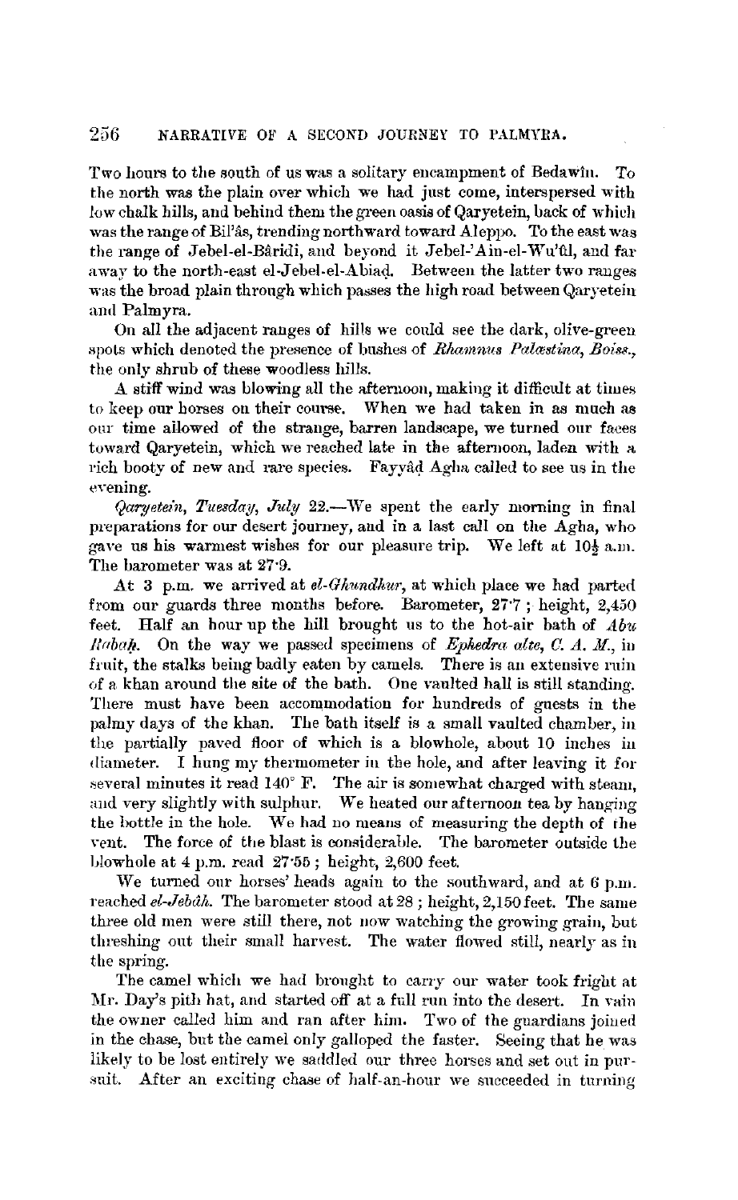Two hours to the south of us was a solitary encampment of Bedawîn. To the north was the plain over which we had just come, interspersed with low chalk hills, and behind them the green oasis of Qaryetein, back of which was the range of Bil'âs, trending northward toward Aleppo. To the east was the range of Jebel-el-Bâridi, and beyond it Jebel-'Ain-el-Wu'ûl, and far away to the north-east el-Jebel-el-Abiaḍ. Between the latter two ranges was the broad plain through which passes the high road between Qaryetein and Palmyra.

On all the adjacent ranges of hills we could see the dark, olive-green spots which denoted the presence of bushes of *Rhamnus Palæstina, Boiss.*, the only shrub of these woodless hills.

A stiff wind was blowing all the afternoon, making it difficult at times to keep our horses on their course. When we had taken in as much as our time allowed of the strange, barren landscape, we turned our faces toward Qaryetein, which we reached late in the afternoon, laden with a rich booty of new and rare species. Fayyâd Agha called to see us in the evening.

*Qaryetein, Tuesday, July 22.*—We spent the early morning in final preparations for our desert journey, and in a last call on the Agha, who gave us his warmest wishes for our pleasure trip. We left at 10½ a.m. The barometer was at 27·9.

At 3 p.m. we arrived at *el-Ghundhur*, at which place we had parted from our guards three months before. Barometer, 27·7; height, 2,450 feet. Half an hour up the hill brought us to the hot-air bath of *Abu Rabah*. On the way we passed specimens of *Ephedra alte, C. A. M.*, in fruit, the stalks being badly eaten by camels. There is an extensive ruin of a khan around the site of the bath. One vaulted hall is still standing. There must have been accommodation for hundreds of guests in the palmy days of the khan. The bath itself is a small vaulted chamber, in the partially paved floor of which is a blowhole, about 10 inches in diameter. I hung my thermometer in the hole, and after leaving it for several minutes it read 140° F. The air is somewhat charged with steam, and very slightly with sulphur. We heated our afternoon tea by hanging the bottle in the hole. We had no means of measuring the depth of the vent. The force of the blast is considerable. The barometer outside the blowhole at 4 p.m. read 27·55; height, 2,600 feet.

We turned our horses' heads again to the southward, and at 6 p.m. reached *el-Jebâh*. The barometer stood at 28; height, 2,150 feet. The same three old men were still there, not now watching the growing grain, but threshing out their small harvest. The water flowed still, nearly as in the spring.

The camel which we had brought to carry our water took fright at Mr. Day's pith hat, and started off at a full run into the desert. In vain the owner called him and ran after him. Two of the guardians joined in the chase, but the camel only galloped the faster. Seeing that he was likely to be lost entirely we saddled our three horses and set out in pursuit. After an exciting chase of half-an-hour we succeeded in turning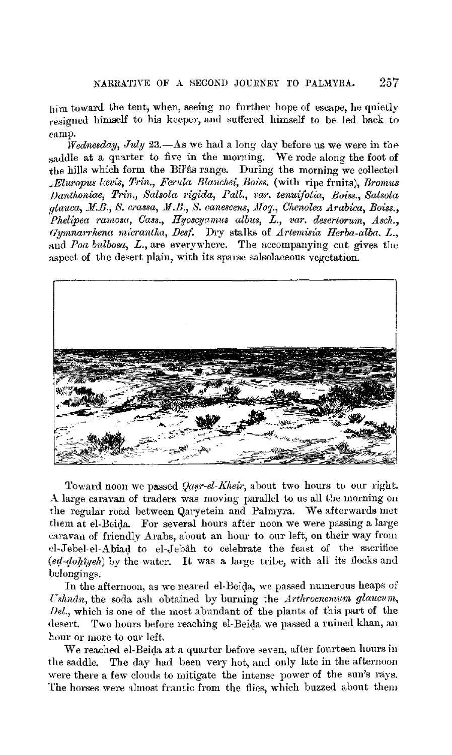him toward the tent, when, seeing no further hope of escape, he quietly resigned himself to his keeper, and suffered himself to be led back to camp.

*Wednesday, July* 23.—As we had a long day before us we were in the saddle at a quarter to five in the morning. We rode along the foot of the hills which form the Bil'âs range. During the morning we collected *Æluropus lævis, Trin., Ferula Blanchei, Boiss.* (with ripe fruits), *Bromus Danthoniae, Trin., Salsola rigida, Pall., var. tenuifolia, Boiss., Salsola glauca, M.B., S. crassa, M.B., S. canescens, Moq., Chenolea Arabica, Boiss., Phelipea ramosa, Cass., Hyoscyamus albus, L., var. desertorum, Asch., Gymnarrhena micrantha, Desf.* Dry stalks of *Artemisia Herba-alba. L.,* and *Poa bulbosa, L.,* are everywhere. The accompanying cut gives the aspect of the desert plain, with its sparse salsolaceous vegetation.

Toward noon we passed *Qaṣr-el-Kheir*, about two hours to our right. A large caravan of traders was moving parallel to us all the morning on the regular road between Qaryetein and Palmyra. We afterwards met them at el-Beiḍa. For several hours after noon we were passing a large caravan of friendly Arabs, about an hour to our left, on their way from el-Jebel-el-Abiaḍ to el-Jebâh to celebrate the feast of the sacrifice (*eḍ-doḥîyeh*) by the water. It was a large tribe, with all its flocks and belongings.

In the afternoon, as we neared el-Beiḍa, we passed numerous heaps of *Ushnân*, the soda ash obtained by burning the *Arthrocnemum glaucum, Del.,* which is one of the most abundant of the plants of this part of the desert. Two hours before reaching el-Beiḍa we passed a ruined khan, an hour or more to our left.

We reached el-Beiḍa at a quarter before seven, after fourteen hours in the saddle. The day had been very hot, and only late in the afternoon were there a few clouds to mitigate the intense power of the sun's rays. The horses were almost frantic from the flies, which buzzed about them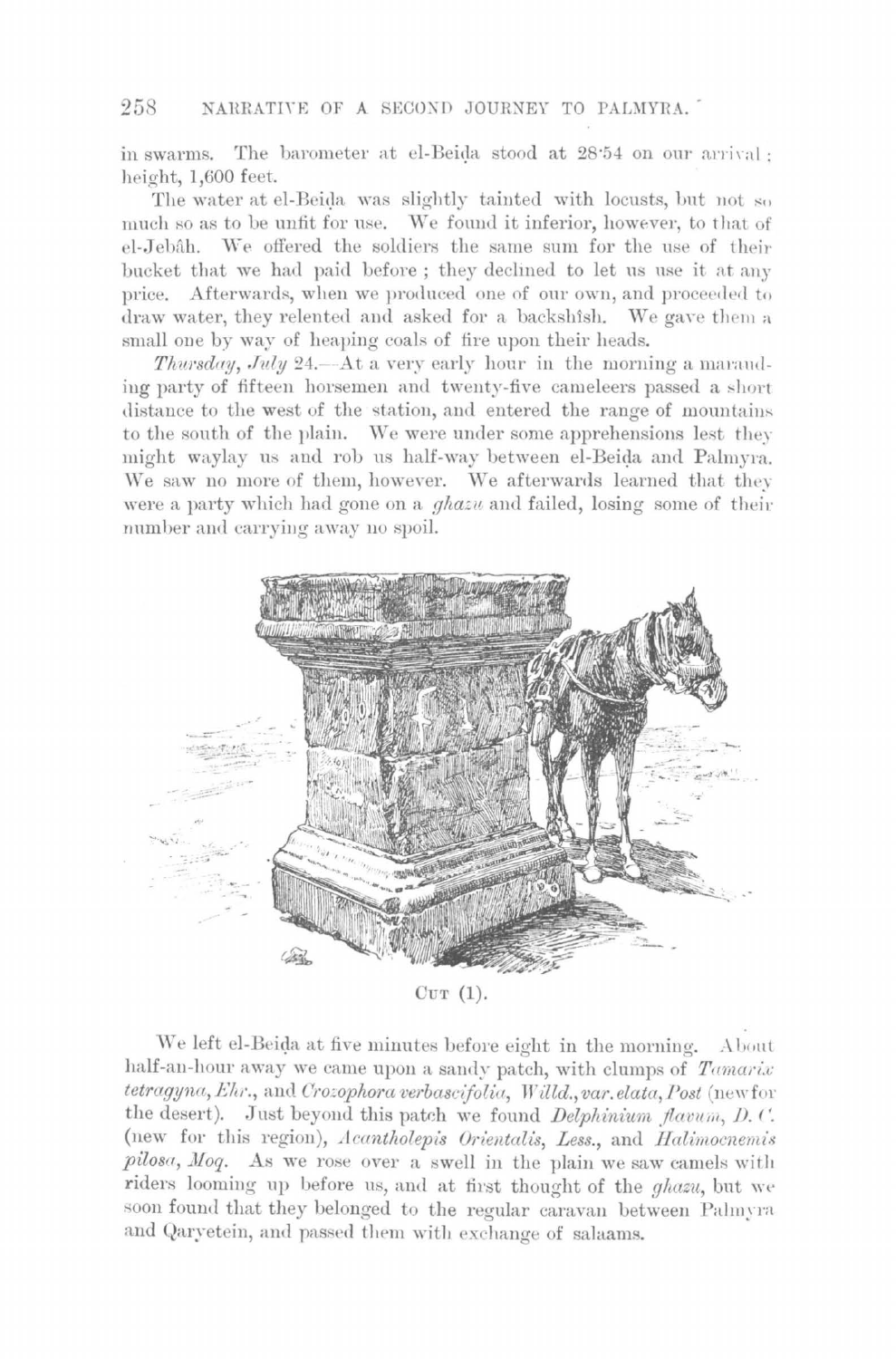in swarms. The barometer at el-Beiḍa stood at 28·54 on our arrival; height, 1,600 feet.

The water at el-Beiḍa was slightly tainted with locusts, but not so much so as to be unfit for use. We found it inferior, however, to that of el-Jebâh. We offered the soldiers the same sum for the use of their bucket that we had paid before; they declined to let us use it at any price. Afterwards, when we produced one of our own, and proceeded to draw water, they relented and asked for a backshîsh. We gave them a small one by way of heaping coals of fire upon their heads.

*Thursday, July* 24.—At a very early hour in the morning a marauding party of fifteen horsemen and twenty-five cameleers passed a short distance to the west of the station, and entered the range of mountains to the south of the plain. We were under some apprehensions lest they might waylay us and rob us half-way between el-Beiḍa and Palmyra. We saw no more of them, however. We afterwards learned that they were a party which had gone on a *ghazu* and failed, losing some of their number and carrying away no spoil.

Cut (1).

We left el-Beiḍa at five minutes before eight in the morning. About half-an-hour away we came upon a sandy patch, with clumps of *Tamarix tetragyna*, *Ehr.*, and *Crozophora verbascifolia*, *Willd., var. elata*, *Post* (new for the desert). Just beyond this patch we found *Delphinium flavum*, *D. C.* (new for this region), *Acantholepis Orientalis*, *Less.*, and *Halimocnemis pilosa*, *Moq.* As we rose over a swell in the plain we saw camels with riders looming up before us, and at first thought of the *ghazu*, but we soon found that they belonged to the regular caravan between Palmyra and Qaryetein, and passed them with exchange of salaams.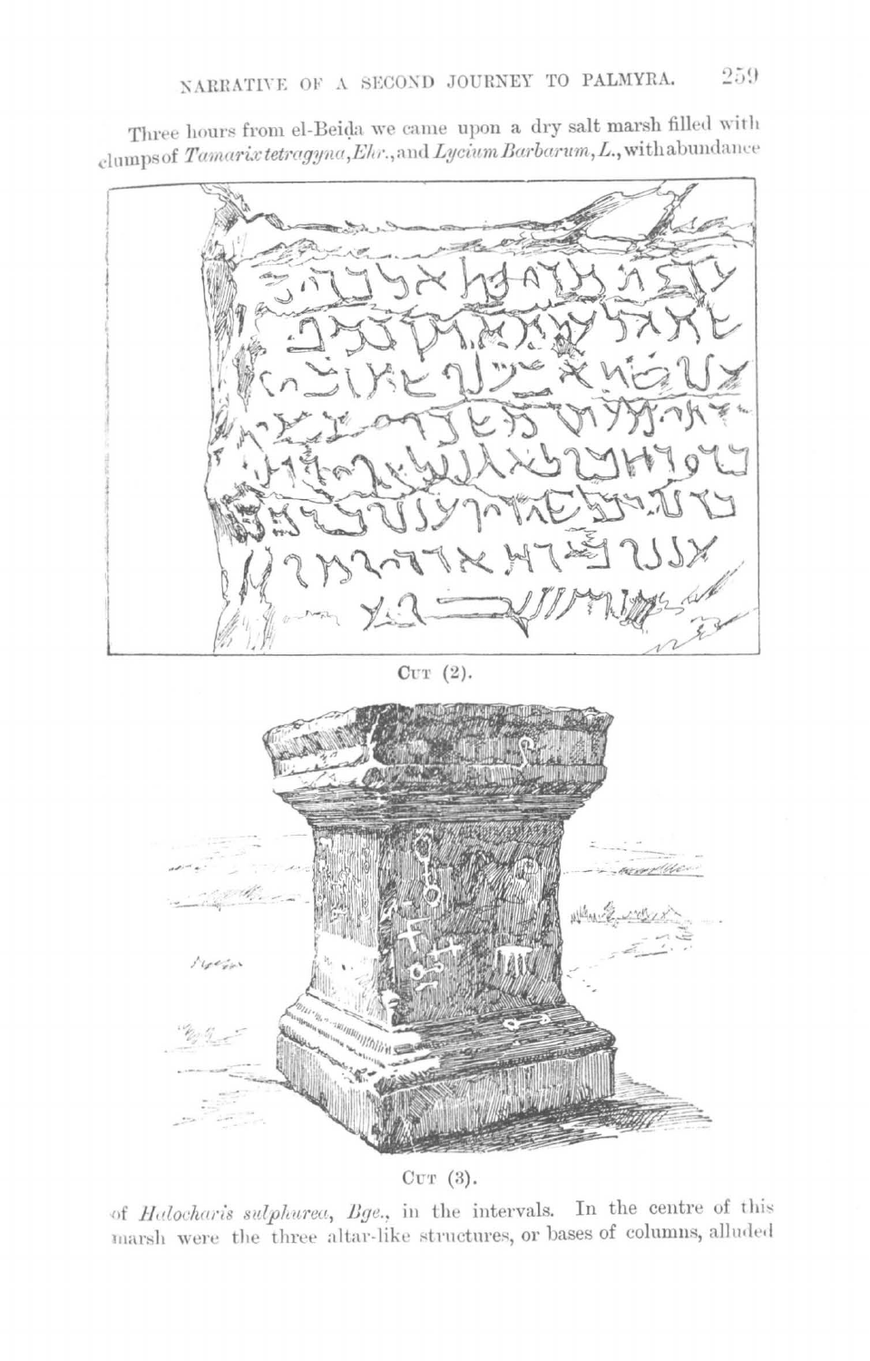Three hours from el-Beiḍa we came upon a dry salt marsh filled with clumps of *Tamarix tetragyna*, *Ehr.*, and *Lycium Barbarum*, *L.*, with abundance

Cut (2).

Cut (3).

of *Halocharis sulphurea*, *Bge.*, in the intervals. In the centre of this marsh were the three altar-like structures, or bases of columns, alluded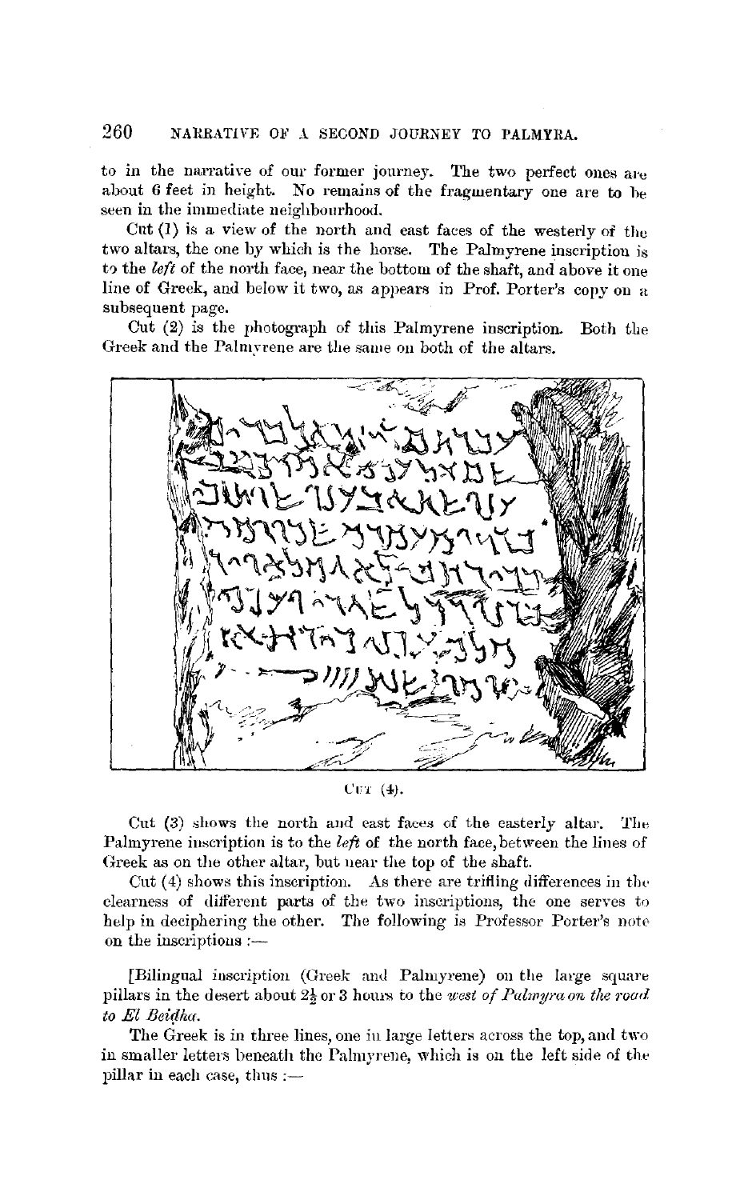to in the narrative of our former journey. The two perfect ones are about 6 feet in height. No remains of the fragmentary one are to be seen in the immediate neighbourhood.

Cut (1) is a view of the north and east faces of the westerly of the two altars, the one by which is the horse. The Palmyrene inscription is to the *left* of the north face, near the bottom of the shaft, and above it one line of Greek, and below it two, as appears in Prof. Porter's copy on a subsequent page.

Cut (2) is the photograph of this Palmyrene inscription. Both the Greek and the Palmyrene are the same on both of the altars.

Cut (4).

Cut (3) shows the north and east faces of the easterly altar. The Palmyrene inscription is to the *left* of the north face, between the lines of Greek as on the other altar, but near the top of the shaft.

Cut (4) shows this inscription. As there are trifling differences in the clearness of different parts of the two inscriptions, the one serves to help in deciphering the other. The following is Professor Porter's note on the inscriptions :—

[Bilingual inscription (Greek and Palmyrene) on the large square pillars in the desert about 2½ or 3 hours to the *west of Palmyra on the road to El Beiḏha.*

The Greek is in three lines, one in large letters across the top, and two in smaller letters beneath the Palmyrene, which is on the left side of the pillar in each case, thus :—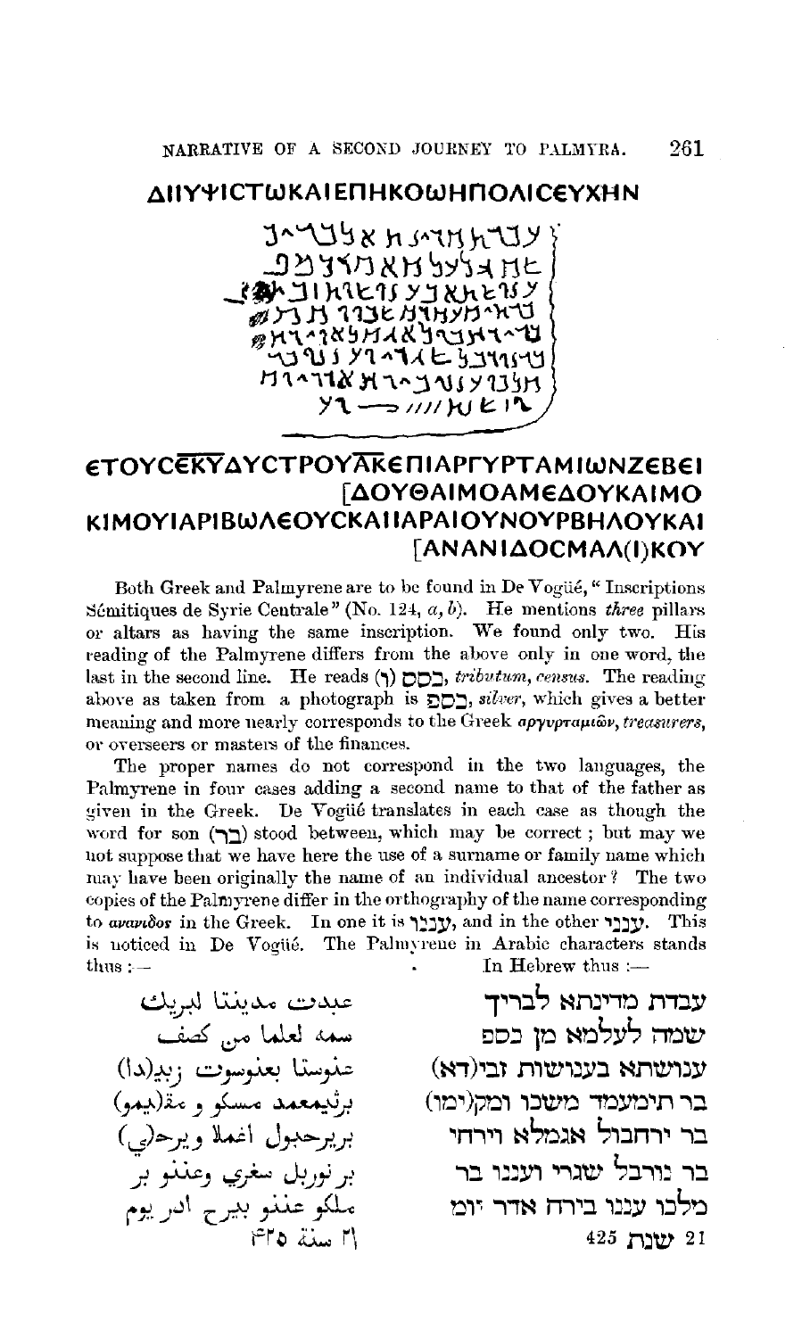ΔΙΙΥΨΙϹΤѠΚΑΙΕΠΗΚΟѠΗΠΟΛΙϹΕΥΧΗΝ

ЄΤΟΥϹЄΚΥΔΥϹΤΡΟΥΑΚЄΠΙΑΡΓΥΡΤΑΜΙѠΝΖЄΒЄΙ
[ΔΟΥΘΑΙΜΟΑΜЄΔΟΥΚΑΙΜΟ
ΚΙΜΟΥΙΑΡΙΒѠΛЄΟΥϹΚΑΙΙΑΡΑΙΟΥΝΟΥΡΒΗΛΟΥΚΑΙ
[ΑΝΑΝΙΔΟϹΜΑΛ(Ι)ΚΟΥ

Both Greek and Palmyrene are to be found in De Vogüé, "Inscriptions Sémitiques de Syrie Centrale" (No. 124, *a*, *b*). He mentions *three* pillars or altars as having the same inscription. We found only two. His reading of the Palmyrene differs from the above only in one word, the last in the second line. He reads (ן) כבס, *tributum, census*. The reading above as taken from a photograph is כסף, *silver*, which gives a better meaning and more nearly corresponds to the Greek *αργυρταμιῶν*, *treasurers*, or overseers or masters of the finances.

The proper names do not correspond in the two languages, the Palmyrene in four cases adding a second name to that of the father as given in the Greek. De Vogüé translates in each case as though the word for son (בר) stood between, which may be correct; but may we not suppose that we have here the use of a surname or family name which may have been originally the name of an individual ancestor? The two copies of the Palmyrene differ in the orthography of the name corresponding to *ανανιδος* in the Greek. In one it is ענבו, and in the other ענני. This is noticed in De Vogüé. The Palmyrene in Arabic characters stands thus :—

عبدت مدينتا لبريك
سمه لعلما من كصف
عنوستا بعنوسوت زبد(دا)
برثيمعمد مسكو و مق(يمو)
بريرحبول اغملا ويرحـ(ي)
بر نوربل سغري وعننو بر
ملكو عننو بيرح ادر يوم
٢١ سنة ٤٢٥

In Hebrew thus :—

עבדת מדינתא לבריך
שמה לעלמא מן כסף
ענושתא בענושות זבי(דא)
בר תימעמד משכו ומק(ימו)
בר ירחבול אגמלא וירחי
בר נורבל שגרי ועננו בר
מלכו עננו בירח אדר יומ
21 שנת 425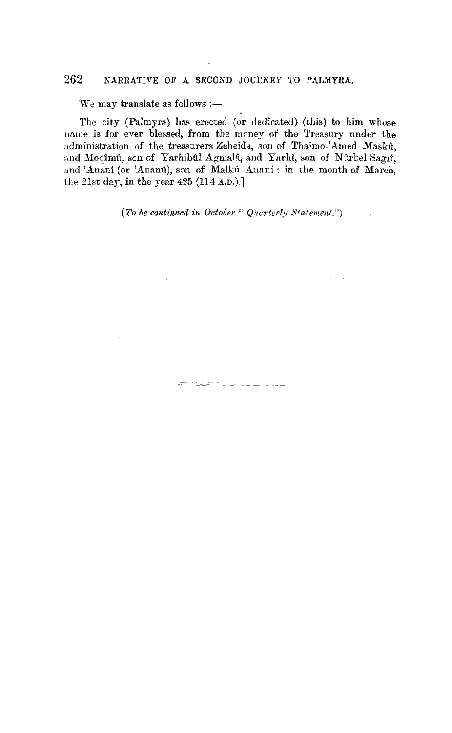We may translate as follows :—

The city (Palmyra) has erected (or dedicated) (this) to him whose name is for ever blessed, from the money of the Treasury under the administration of the treasurers Zebeida, son of Thaimo-'Amed Maskû, and Moqîmû, son of Yarhibûl Agmalâ, and Yarhi, son of Nûrbel Sagrî, and 'Ananî (or 'Ananû), son of Malkû Anani ; in the month of March, the 21st day, in the year 425 (114 A.D.).]

(*To be continued in October " Quarterly Statement."*)